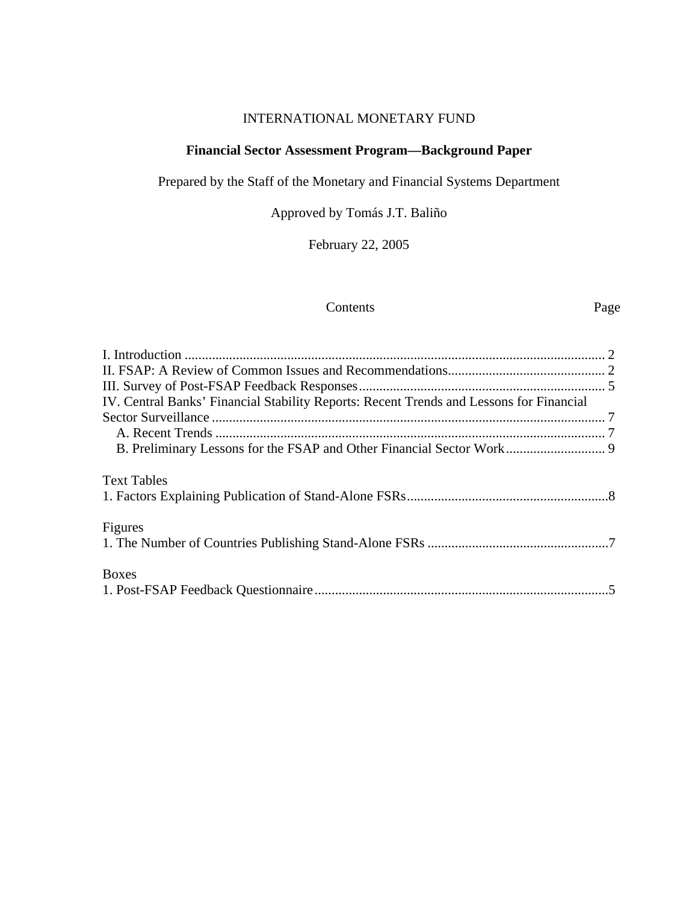INTERNATIONAL MONETARY FUND

# Financial Sector Assessment Program—Background Paper

Prepared by the Staff of the Monetary and Financial Systems Department

Approved by Tomás J.T. Baliño

February 22, 2005

| Contents | Page |
|---|---|
| I. Introduction | 2 |
| II. FSAP: A Review of Common Issues and Recommendations | 2 |
| III. Survey of Post-FSAP Feedback Responses | 5 |
| IV. Central Banks' Financial Stability Reports: Recent Trends and Lessons for Financial Sector Surveillance | 7 |
| A. Recent Trends | 7 |
| B. Preliminary Lessons for the FSAP and Other Financial Sector Work | 9 |
| **Text Tables** | |
| 1. Factors Explaining Publication of Stand-Alone FSRs | 8 |
| **Figures** | |
| 1. The Number of Countries Publishing Stand-Alone FSRs | 7 |
| **Boxes** | |
| 1. Post-FSAP Feedback Questionnaire | 5 |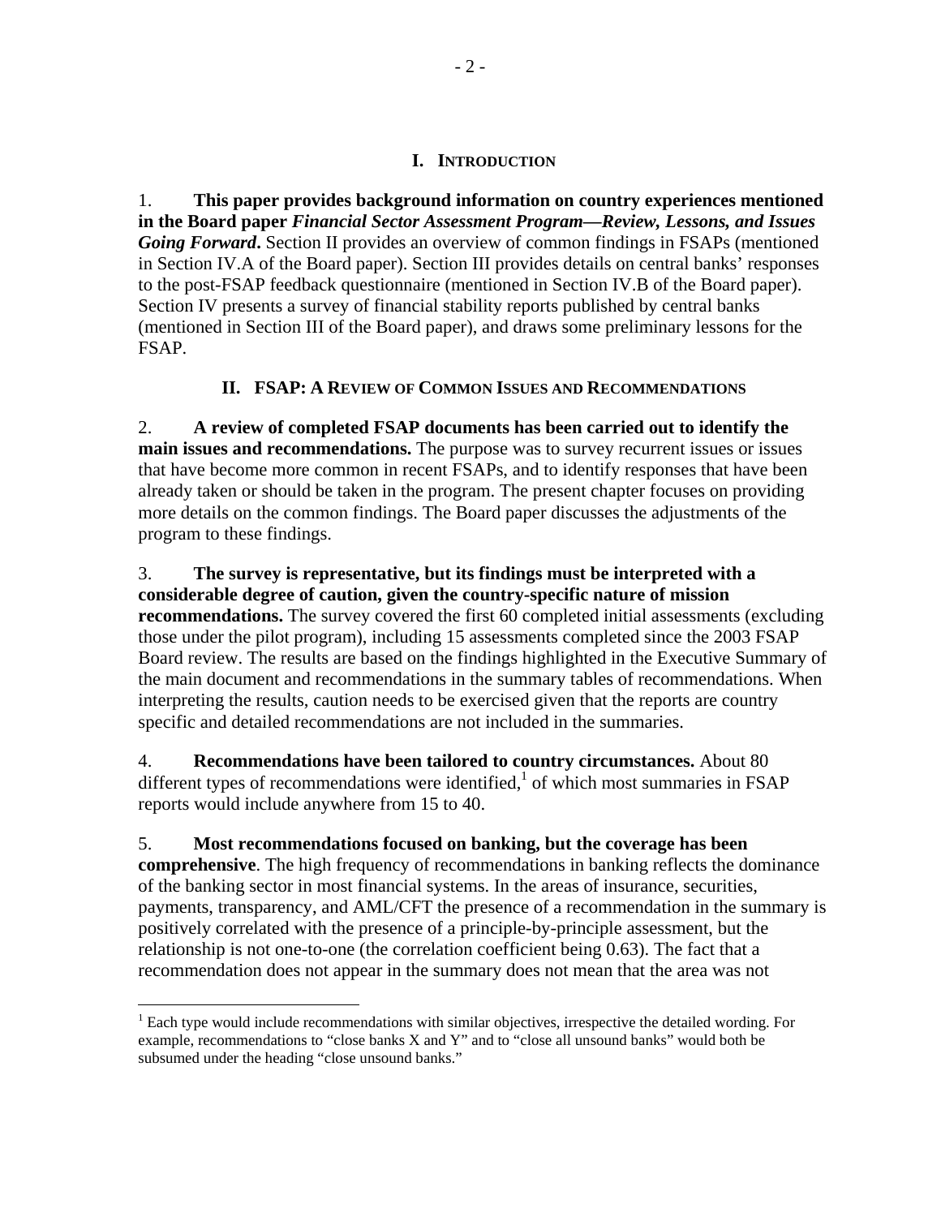## I. INTRODUCTION

1. **This paper provides background information on country experiences mentioned in the Board paper *Financial Sector Assessment Program—Review, Lessons, and Issues Going Forward*.** Section II provides an overview of common findings in FSAPs (mentioned in Section IV.A of the Board paper). Section III provides details on central banks' responses to the post-FSAP feedback questionnaire (mentioned in Section IV.B of the Board paper). Section IV presents a survey of financial stability reports published by central banks (mentioned in Section III of the Board paper), and draws some preliminary lessons for the FSAP.

## II. FSAP: A REVIEW OF COMMON ISSUES AND RECOMMENDATIONS

2. **A review of completed FSAP documents has been carried out to identify the main issues and recommendations.** The purpose was to survey recurrent issues or issues that have become more common in recent FSAPs, and to identify responses that have been already taken or should be taken in the program. The present chapter focuses on providing more details on the common findings. The Board paper discusses the adjustments of the program to these findings.

3. **The survey is representative, but its findings must be interpreted with a considerable degree of caution, given the country-specific nature of mission recommendations.** The survey covered the first 60 completed initial assessments (excluding those under the pilot program), including 15 assessments completed since the 2003 FSAP Board review. The results are based on the findings highlighted in the Executive Summary of the main document and recommendations in the summary tables of recommendations. When interpreting the results, caution needs to be exercised given that the reports are country specific and detailed recommendations are not included in the summaries.

4. **Recommendations have been tailored to country circumstances.** About 80 different types of recommendations were identified,[1] of which most summaries in FSAP reports would include anywhere from 15 to 40.

5. **Most recommendations focused on banking, but the coverage has been comprehensive**. The high frequency of recommendations in banking reflects the dominance of the banking sector in most financial systems. In the areas of insurance, securities, payments, transparency, and AML/CFT the presence of a recommendation in the summary is positively correlated with the presence of a principle-by-principle assessment, but the relationship is not one-to-one (the correlation coefficient being 0.63). The fact that a recommendation does not appear in the summary does not mean that the area was not

[1] Each type would include recommendations with similar objectives, irrespective the detailed wording. For example, recommendations to "close banks X and Y" and to "close all unsound banks" would both be subsumed under the heading "close unsound banks."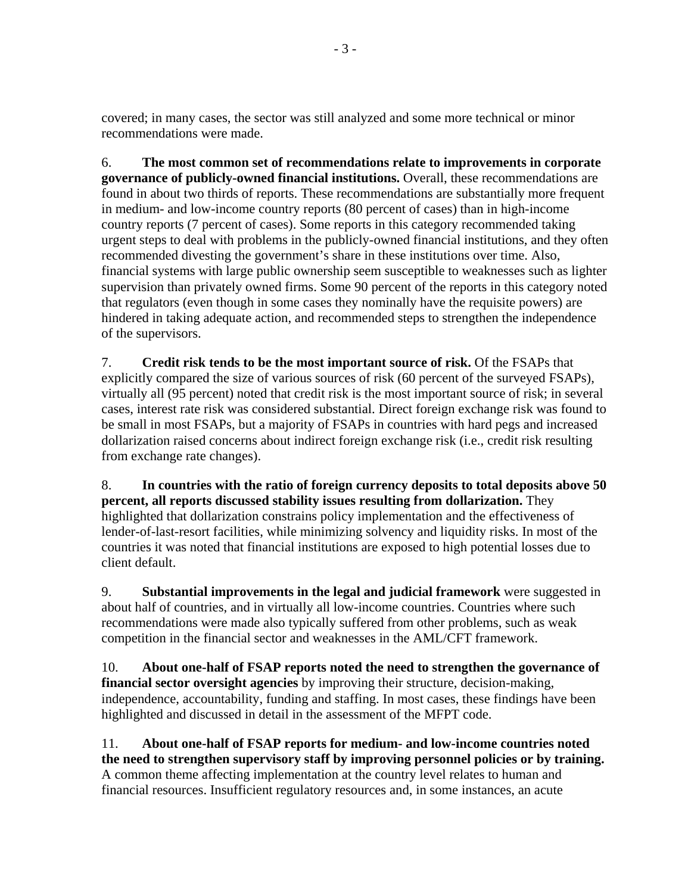covered; in many cases, the sector was still analyzed and some more technical or minor recommendations were made.

6. **The most common set of recommendations relate to improvements in corporate governance of publicly-owned financial institutions.** Overall, these recommendations are found in about two thirds of reports. These recommendations are substantially more frequent in medium- and low-income country reports (80 percent of cases) than in high-income country reports (7 percent of cases). Some reports in this category recommended taking urgent steps to deal with problems in the publicly-owned financial institutions, and they often recommended divesting the government's share in these institutions over time. Also, financial systems with large public ownership seem susceptible to weaknesses such as lighter supervision than privately owned firms. Some 90 percent of the reports in this category noted that regulators (even though in some cases they nominally have the requisite powers) are hindered in taking adequate action, and recommended steps to strengthen the independence of the supervisors.

7. **Credit risk tends to be the most important source of risk.** Of the FSAPs that explicitly compared the size of various sources of risk (60 percent of the surveyed FSAPs), virtually all (95 percent) noted that credit risk is the most important source of risk; in several cases, interest rate risk was considered substantial. Direct foreign exchange risk was found to be small in most FSAPs, but a majority of FSAPs in countries with hard pegs and increased dollarization raised concerns about indirect foreign exchange risk (i.e., credit risk resulting from exchange rate changes).

8. **In countries with the ratio of foreign currency deposits to total deposits above 50 percent, all reports discussed stability issues resulting from dollarization.** They highlighted that dollarization constrains policy implementation and the effectiveness of lender-of-last-resort facilities, while minimizing solvency and liquidity risks. In most of the countries it was noted that financial institutions are exposed to high potential losses due to client default.

9. **Substantial improvements in the legal and judicial framework** were suggested in about half of countries, and in virtually all low-income countries. Countries where such recommendations were made also typically suffered from other problems, such as weak competition in the financial sector and weaknesses in the AML/CFT framework.

10. **About one-half of FSAP reports noted the need to strengthen the governance of financial sector oversight agencies** by improving their structure, decision-making, independence, accountability, funding and staffing. In most cases, these findings have been highlighted and discussed in detail in the assessment of the MFPT code.

11. **About one-half of FSAP reports for medium- and low-income countries noted the need to strengthen supervisory staff by improving personnel policies or by training.** A common theme affecting implementation at the country level relates to human and financial resources. Insufficient regulatory resources and, in some instances, an acute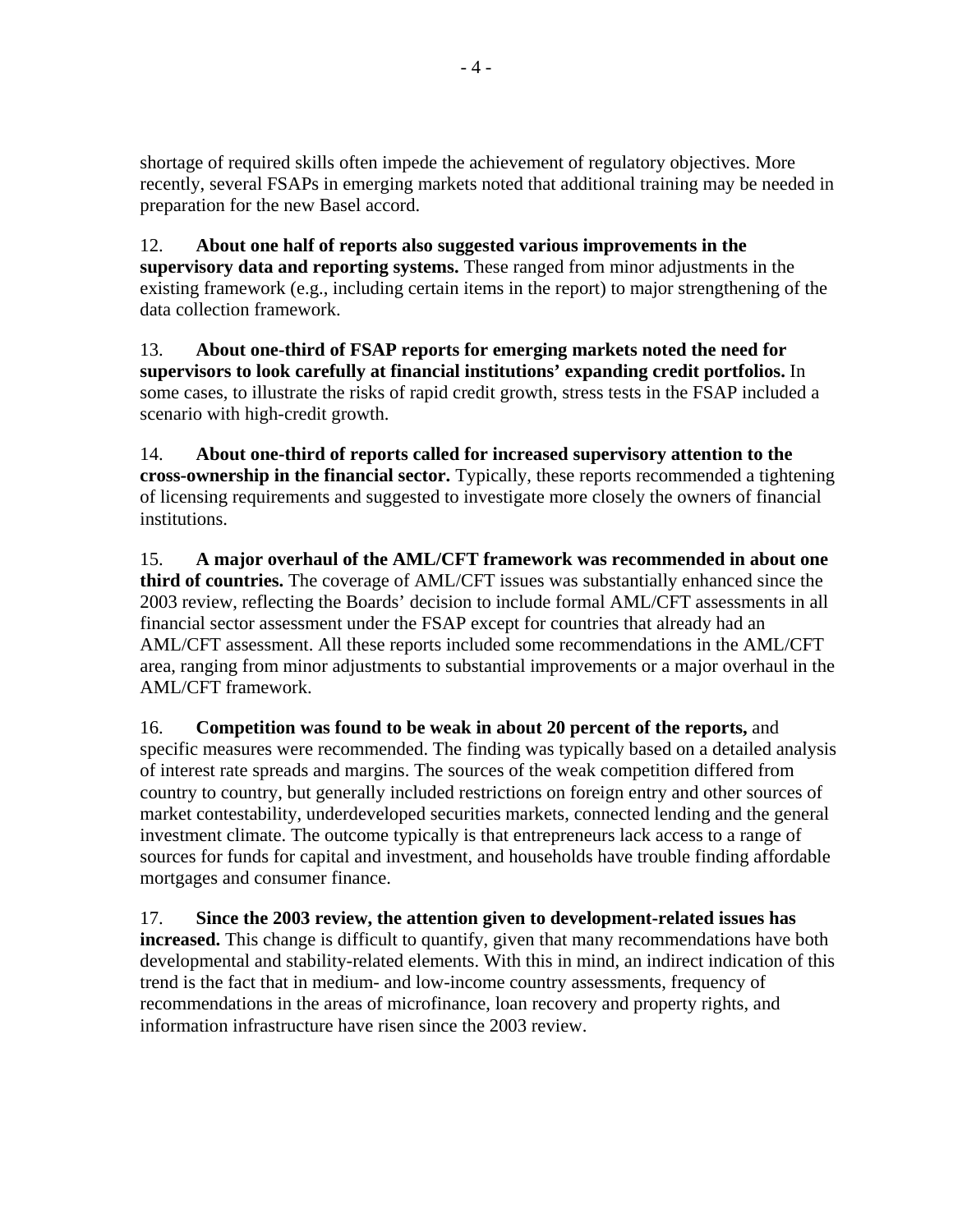shortage of required skills often impede the achievement of regulatory objectives. More recently, several FSAPs in emerging markets noted that additional training may be needed in preparation for the new Basel accord.

12. **About one half of reports also suggested various improvements in the supervisory data and reporting systems.** These ranged from minor adjustments in the existing framework (e.g., including certain items in the report) to major strengthening of the data collection framework.

13. **About one-third of FSAP reports for emerging markets noted the need for supervisors to look carefully at financial institutions' expanding credit portfolios.** In some cases, to illustrate the risks of rapid credit growth, stress tests in the FSAP included a scenario with high-credit growth.

14. **About one-third of reports called for increased supervisory attention to the cross-ownership in the financial sector.** Typically, these reports recommended a tightening of licensing requirements and suggested to investigate more closely the owners of financial institutions.

15. **A major overhaul of the AML/CFT framework was recommended in about one third of countries.** The coverage of AML/CFT issues was substantially enhanced since the 2003 review, reflecting the Boards' decision to include formal AML/CFT assessments in all financial sector assessment under the FSAP except for countries that already had an AML/CFT assessment. All these reports included some recommendations in the AML/CFT area, ranging from minor adjustments to substantial improvements or a major overhaul in the AML/CFT framework.

16. **Competition was found to be weak in about 20 percent of the reports,** and specific measures were recommended. The finding was typically based on a detailed analysis of interest rate spreads and margins. The sources of the weak competition differed from country to country, but generally included restrictions on foreign entry and other sources of market contestability, underdeveloped securities markets, connected lending and the general investment climate. The outcome typically is that entrepreneurs lack access to a range of sources for funds for capital and investment, and households have trouble finding affordable mortgages and consumer finance.

17. **Since the 2003 review, the attention given to development-related issues has increased.** This change is difficult to quantify, given that many recommendations have both developmental and stability-related elements. With this in mind, an indirect indication of this trend is the fact that in medium- and low-income country assessments, frequency of recommendations in the areas of microfinance, loan recovery and property rights, and information infrastructure have risen since the 2003 review.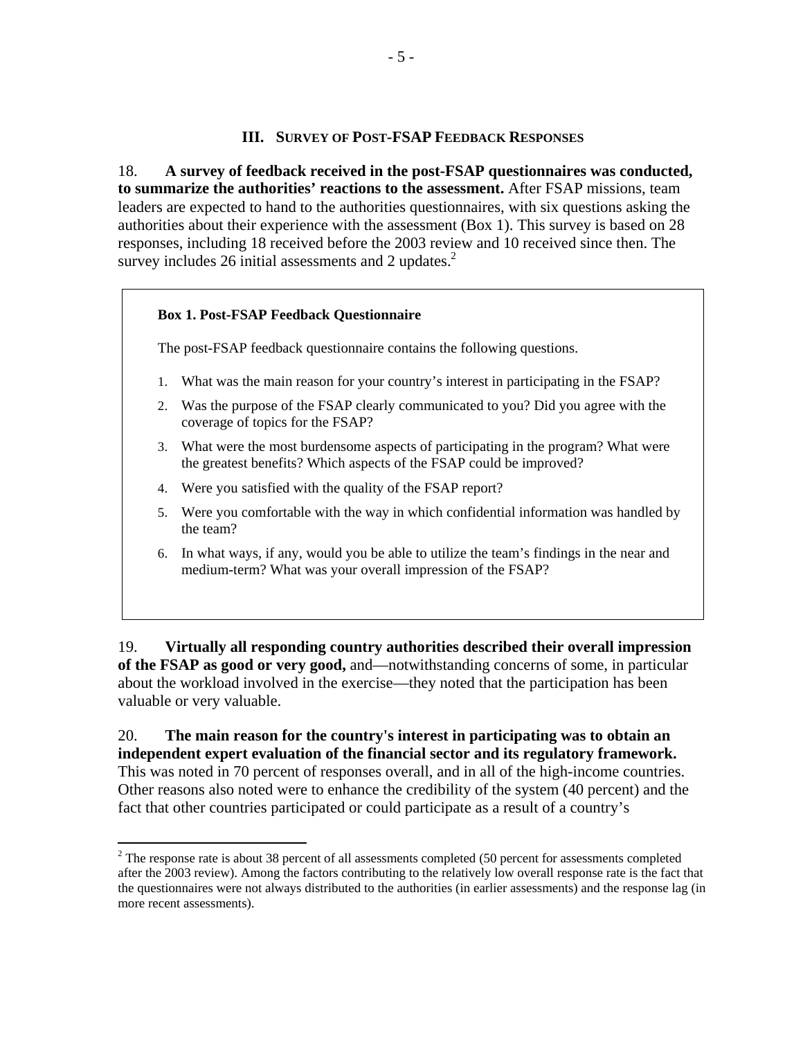## III. Survey of Post-FSAP Feedback Responses

18. **A survey of feedback received in the post-FSAP questionnaires was conducted, to summarize the authorities' reactions to the assessment.** After FSAP missions, team leaders are expected to hand to the authorities questionnaires, with six questions asking the authorities about their experience with the assessment (Box 1). This survey is based on 28 responses, including 18 received before the 2003 review and 10 received since then. The survey includes 26 initial assessments and 2 updates.[2]

> **Box 1. Post-FSAP Feedback Questionnaire**
>
> The post-FSAP feedback questionnaire contains the following questions.
>
> 1. What was the main reason for your country's interest in participating in the FSAP?
> 2. Was the purpose of the FSAP clearly communicated to you? Did you agree with the coverage of topics for the FSAP?
> 3. What were the most burdensome aspects of participating in the program? What were the greatest benefits? Which aspects of the FSAP could be improved?
> 4. Were you satisfied with the quality of the FSAP report?
> 5. Were you comfortable with the way in which confidential information was handled by the team?
> 6. In what ways, if any, would you be able to utilize the team's findings in the near and medium-term? What was your overall impression of the FSAP?

19. **Virtually all responding country authorities described their overall impression of the FSAP as good or very good,** and—notwithstanding concerns of some, in particular about the workload involved in the exercise—they noted that the participation has been valuable or very valuable.

20. **The main reason for the country's interest in participating was to obtain an independent expert evaluation of the financial sector and its regulatory framework.** This was noted in 70 percent of responses overall, and in all of the high-income countries. Other reasons also noted were to enhance the credibility of the system (40 percent) and the fact that other countries participated or could participate as a result of a country's

---

[2] The response rate is about 38 percent of all assessments completed (50 percent for assessments completed after the 2003 review). Among the factors contributing to the relatively low overall response rate is the fact that the questionnaires were not always distributed to the authorities (in earlier assessments) and the response lag (in more recent assessments).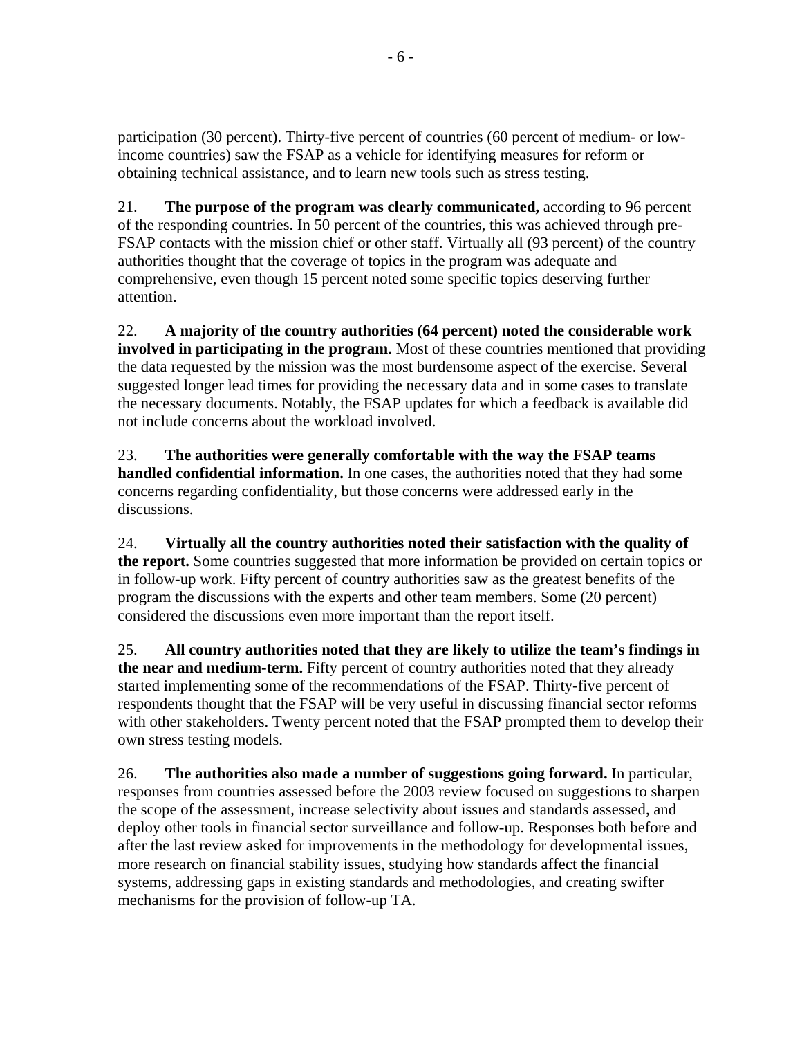participation (30 percent). Thirty-five percent of countries (60 percent of medium- or low-income countries) saw the FSAP as a vehicle for identifying measures for reform or obtaining technical assistance, and to learn new tools such as stress testing.

21. **The purpose of the program was clearly communicated,** according to 96 percent of the responding countries. In 50 percent of the countries, this was achieved through pre-FSAP contacts with the mission chief or other staff. Virtually all (93 percent) of the country authorities thought that the coverage of topics in the program was adequate and comprehensive, even though 15 percent noted some specific topics deserving further attention.

22. **A majority of the country authorities (64 percent) noted the considerable work involved in participating in the program.** Most of these countries mentioned that providing the data requested by the mission was the most burdensome aspect of the exercise. Several suggested longer lead times for providing the necessary data and in some cases to translate the necessary documents. Notably, the FSAP updates for which a feedback is available did not include concerns about the workload involved.

23. **The authorities were generally comfortable with the way the FSAP teams handled confidential information.** In one cases, the authorities noted that they had some concerns regarding confidentiality, but those concerns were addressed early in the discussions.

24. **Virtually all the country authorities noted their satisfaction with the quality of the report.** Some countries suggested that more information be provided on certain topics or in follow-up work. Fifty percent of country authorities saw as the greatest benefits of the program the discussions with the experts and other team members. Some (20 percent) considered the discussions even more important than the report itself.

25. **All country authorities noted that they are likely to utilize the team's findings in the near and medium-term.** Fifty percent of country authorities noted that they already started implementing some of the recommendations of the FSAP. Thirty-five percent of respondents thought that the FSAP will be very useful in discussing financial sector reforms with other stakeholders. Twenty percent noted that the FSAP prompted them to develop their own stress testing models.

26. **The authorities also made a number of suggestions going forward.** In particular, responses from countries assessed before the 2003 review focused on suggestions to sharpen the scope of the assessment, increase selectivity about issues and standards assessed, and deploy other tools in financial sector surveillance and follow-up. Responses both before and after the last review asked for improvements in the methodology for developmental issues, more research on financial stability issues, studying how standards affect the financial systems, addressing gaps in existing standards and methodologies, and creating swifter mechanisms for the provision of follow-up TA.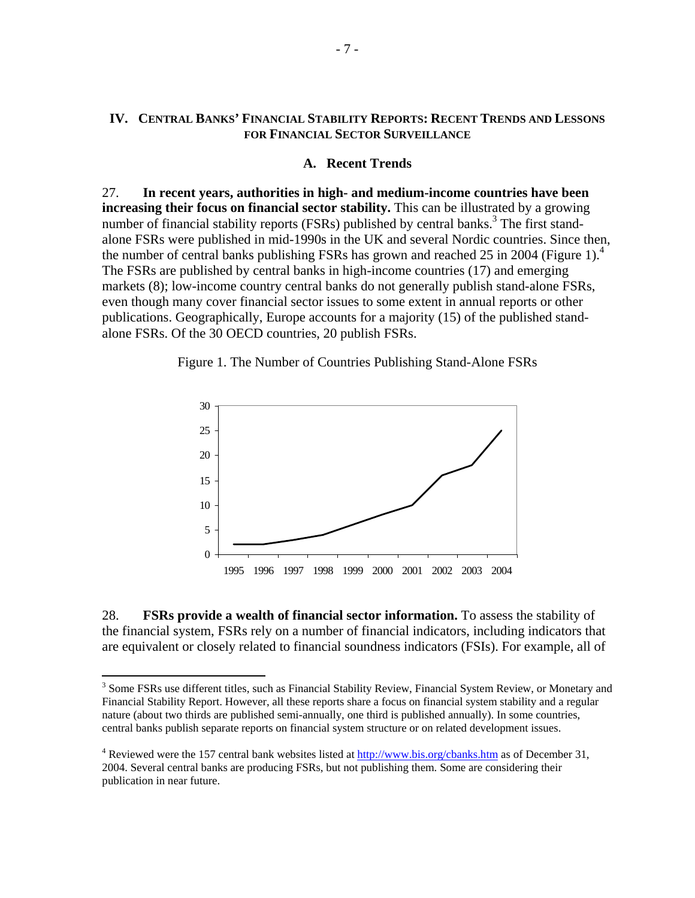## IV. Central Banks' Financial Stability Reports: Recent Trends and Lessons for Financial Sector Surveillance

### A. Recent Trends

27. **In recent years, authorities in high- and medium-income countries have been increasing their focus on financial sector stability.** This can be illustrated by a growing number of financial stability reports (FSRs) published by central banks.[3] The first stand-alone FSRs were published in mid-1990s in the UK and several Nordic countries. Since then, the number of central banks publishing FSRs has grown and reached 25 in 2004 (Figure 1).[4] The FSRs are published by central banks in high-income countries (17) and emerging markets (8); low-income country central banks do not generally publish stand-alone FSRs, even though many cover financial sector issues to some extent in annual reports or other publications. Geographically, Europe accounts for a majority (15) of the published stand-alone FSRs. Of the 30 OECD countries, 20 publish FSRs.

Figure 1. The Number of Countries Publishing Stand-Alone FSRs

28. **FSRs provide a wealth of financial sector information.** To assess the stability of the financial system, FSRs rely on a number of financial indicators, including indicators that are equivalent or closely related to financial soundness indicators (FSIs). For example, all of

---

[3] Some FSRs use different titles, such as Financial Stability Review, Financial System Review, or Monetary and Financial Stability Report. However, all these reports share a focus on financial system stability and a regular nature (about two thirds are published semi-annually, one third is published annually). In some countries, central banks publish separate reports on financial system structure or on related development issues.

[4] Reviewed were the 157 central bank websites listed at http://www.bis.org/cbanks.htm as of December 31, 2004. Several central banks are producing FSRs, but not publishing them. Some are considering their publication in near future.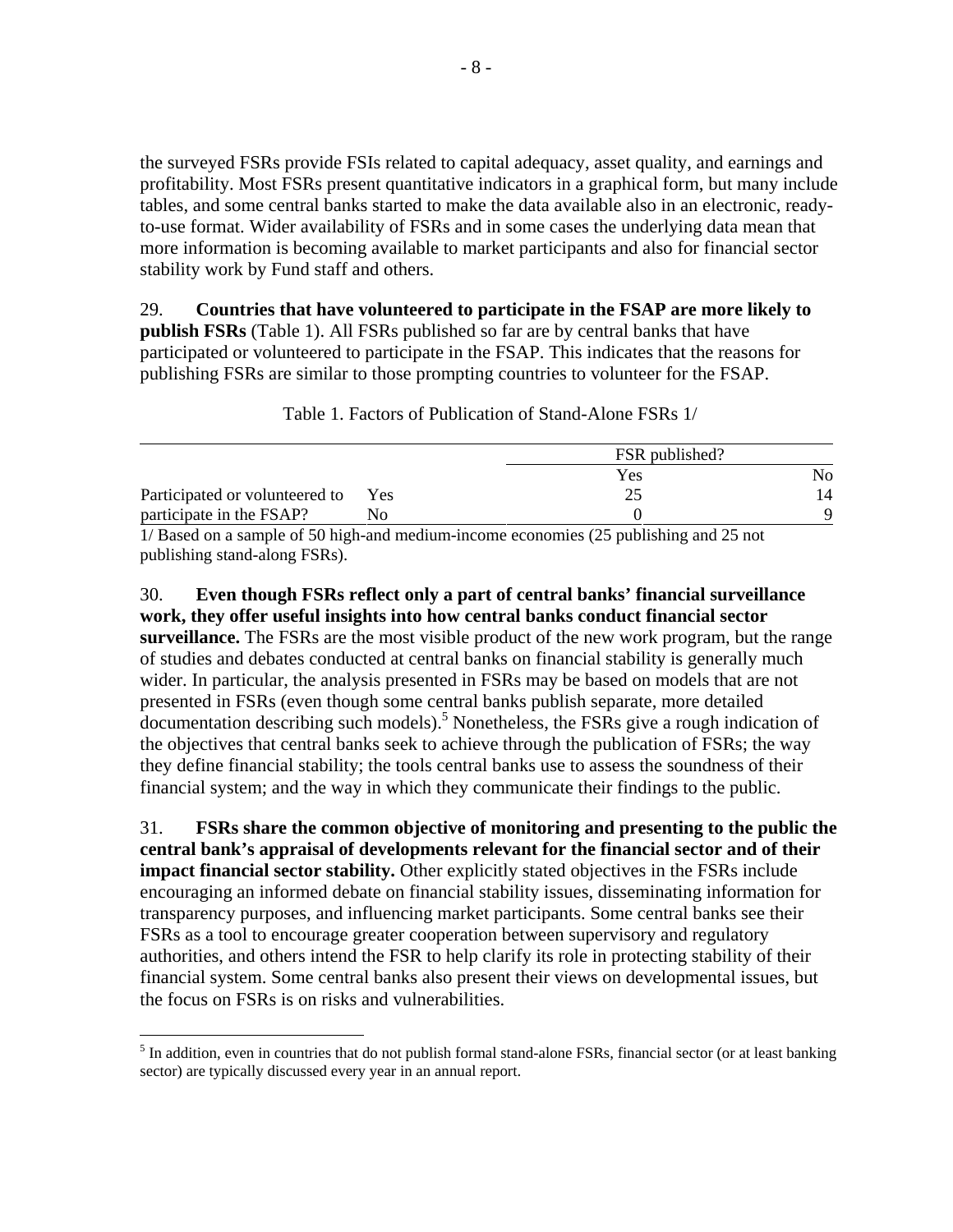the surveyed FSRs provide FSIs related to capital adequacy, asset quality, and earnings and profitability. Most FSRs present quantitative indicators in a graphical form, but many include tables, and some central banks started to make the data available also in an electronic, ready-to-use format. Wider availability of FSRs and in some cases the underlying data mean that more information is becoming available to market participants and also for financial sector stability work by Fund staff and others.

29. **Countries that have volunteered to participate in the FSAP are more likely to publish FSRs** (Table 1). All FSRs published so far are by central banks that have participated or volunteered to participate in the FSAP. This indicates that the reasons for publishing FSRs are similar to those prompting countries to volunteer for the FSAP.

Table 1. Factors of Publication of Stand-Alone FSRs 1/

| | | FSR published? | |
|---|---|---|---|
| | | Yes | No |
| Participated or volunteered to participate in the FSAP? | Yes | 25 | 14 |
| | No | 0 | 9 |

1/ Based on a sample of 50 high-and medium-income economies (25 publishing and 25 not publishing stand-along FSRs).

30. **Even though FSRs reflect only a part of central banks' financial surveillance work, they offer useful insights into how central banks conduct financial sector surveillance.** The FSRs are the most visible product of the new work program, but the range of studies and debates conducted at central banks on financial stability is generally much wider. In particular, the analysis presented in FSRs may be based on models that are not presented in FSRs (even though some central banks publish separate, more detailed documentation describing such models).[5] Nonetheless, the FSRs give a rough indication of the objectives that central banks seek to achieve through the publication of FSRs; the way they define financial stability; the tools central banks use to assess the soundness of their financial system; and the way in which they communicate their findings to the public.

31. **FSRs share the common objective of monitoring and presenting to the public the central bank's appraisal of developments relevant for the financial sector and of their impact financial sector stability.** Other explicitly stated objectives in the FSRs include encouraging an informed debate on financial stability issues, disseminating information for transparency purposes, and influencing market participants. Some central banks see their FSRs as a tool to encourage greater cooperation between supervisory and regulatory authorities, and others intend the FSR to help clarify its role in protecting stability of their financial system. Some central banks also present their views on developmental issues, but the focus on FSRs is on risks and vulnerabilities.

[5] In addition, even in countries that do not publish formal stand-alone FSRs, financial sector (or at least banking sector) are typically discussed every year in an annual report.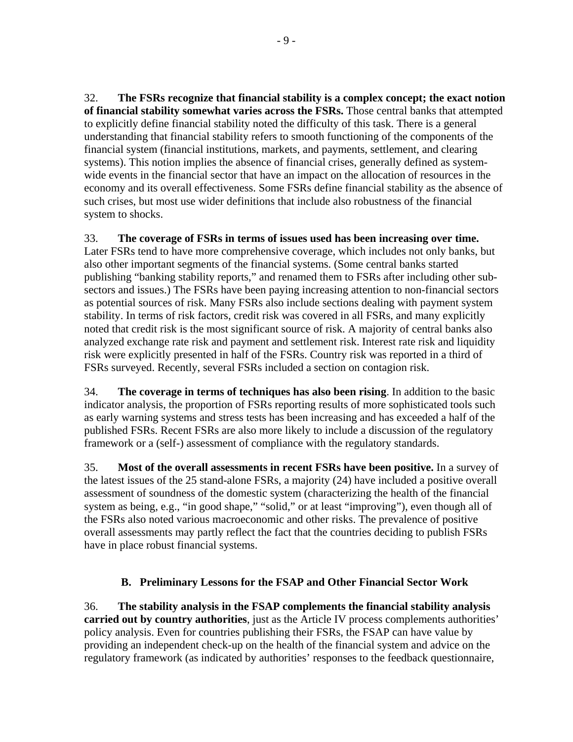32. **The FSRs recognize that financial stability is a complex concept; the exact notion of financial stability somewhat varies across the FSRs.** Those central banks that attempted to explicitly define financial stability noted the difficulty of this task. There is a general understanding that financial stability refers to smooth functioning of the components of the financial system (financial institutions, markets, and payments, settlement, and clearing systems). This notion implies the absence of financial crises, generally defined as system-wide events in the financial sector that have an impact on the allocation of resources in the economy and its overall effectiveness. Some FSRs define financial stability as the absence of such crises, but most use wider definitions that include also robustness of the financial system to shocks.

33. **The coverage of FSRs in terms of issues used has been increasing over time.** Later FSRs tend to have more comprehensive coverage, which includes not only banks, but also other important segments of the financial systems. (Some central banks started publishing "banking stability reports," and renamed them to FSRs after including other sub-sectors and issues.) The FSRs have been paying increasing attention to non-financial sectors as potential sources of risk. Many FSRs also include sections dealing with payment system stability. In terms of risk factors, credit risk was covered in all FSRs, and many explicitly noted that credit risk is the most significant source of risk. A majority of central banks also analyzed exchange rate risk and payment and settlement risk. Interest rate risk and liquidity risk were explicitly presented in half of the FSRs. Country risk was reported in a third of FSRs surveyed. Recently, several FSRs included a section on contagion risk.

34. **The coverage in terms of techniques has also been rising**. In addition to the basic indicator analysis, the proportion of FSRs reporting results of more sophisticated tools such as early warning systems and stress tests has been increasing and has exceeded a half of the published FSRs. Recent FSRs are also more likely to include a discussion of the regulatory framework or a (self-) assessment of compliance with the regulatory standards.

35. **Most of the overall assessments in recent FSRs have been positive.** In a survey of the latest issues of the 25 stand-alone FSRs, a majority (24) have included a positive overall assessment of soundness of the domestic system (characterizing the health of the financial system as being, e.g., "in good shape," "solid," or at least "improving"), even though all of the FSRs also noted various macroeconomic and other risks. The prevalence of positive overall assessments may partly reflect the fact that the countries deciding to publish FSRs have in place robust financial systems.

## B. Preliminary Lessons for the FSAP and Other Financial Sector Work

36. **The stability analysis in the FSAP complements the financial stability analysis carried out by country authorities**, just as the Article IV process complements authorities' policy analysis. Even for countries publishing their FSRs, the FSAP can have value by providing an independent check-up on the health of the financial system and advice on the regulatory framework (as indicated by authorities' responses to the feedback questionnaire,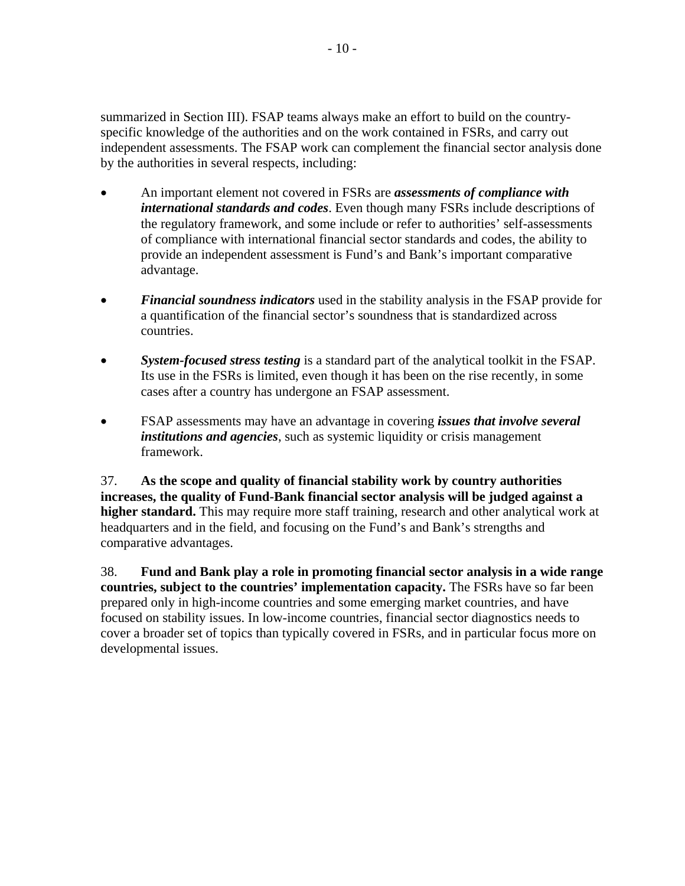summarized in Section III). FSAP teams always make an effort to build on the country-specific knowledge of the authorities and on the work contained in FSRs, and carry out independent assessments. The FSAP work can complement the financial sector analysis done by the authorities in several respects, including:

- An important element not covered in FSRs are ***assessments of compliance with international standards and codes***. Even though many FSRs include descriptions of the regulatory framework, and some include or refer to authorities' self-assessments of compliance with international financial sector standards and codes, the ability to provide an independent assessment is Fund's and Bank's important comparative advantage.

- ***Financial soundness indicators*** used in the stability analysis in the FSAP provide for a quantification of the financial sector's soundness that is standardized across countries.

- ***System-focused stress testing*** is a standard part of the analytical toolkit in the FSAP. Its use in the FSRs is limited, even though it has been on the rise recently, in some cases after a country has undergone an FSAP assessment.

- FSAP assessments may have an advantage in covering ***issues that involve several institutions and agencies***, such as systemic liquidity or crisis management framework.

37. **As the scope and quality of financial stability work by country authorities increases, the quality of Fund-Bank financial sector analysis will be judged against a higher standard.** This may require more staff training, research and other analytical work at headquarters and in the field, and focusing on the Fund's and Bank's strengths and comparative advantages.

38. **Fund and Bank play a role in promoting financial sector analysis in a wide range countries, subject to the countries' implementation capacity.** The FSRs have so far been prepared only in high-income countries and some emerging market countries, and have focused on stability issues. In low-income countries, financial sector diagnostics needs to cover a broader set of topics than typically covered in FSRs, and in particular focus more on developmental issues.